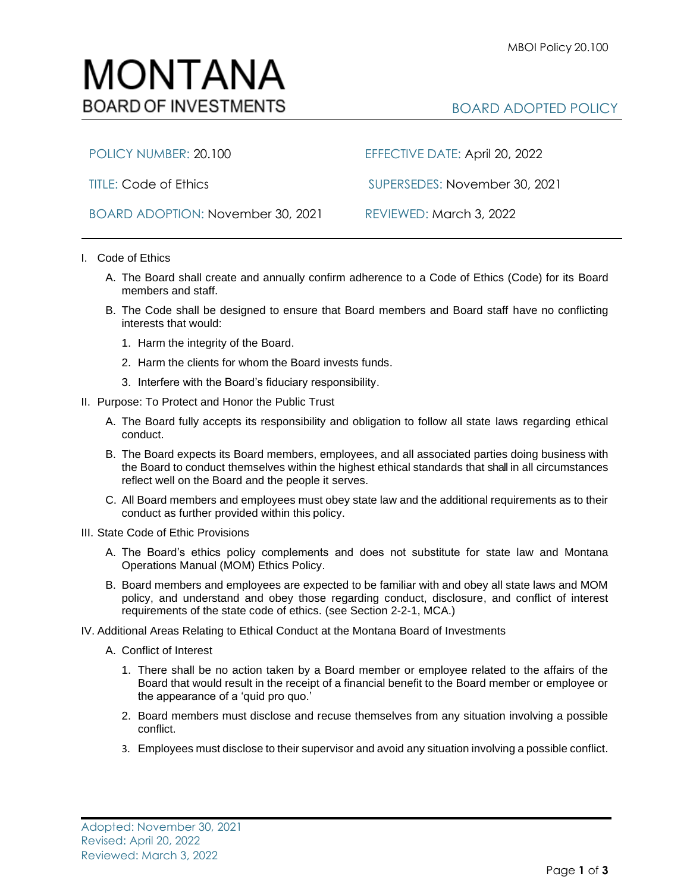# MONTANA
## BOARD OF INVESTMENTS

BOARD ADOPTED POLICY

| | |
|---|---|
| POLICY NUMBER: 20.100 | EFFECTIVE DATE: April 20, 2022 |
| TITLE: Code of Ethics | SUPERSEDES: November 30, 2021 |
| BOARD ADOPTION: November 30, 2021 | REVIEWED: March 3, 2022 |

I. Code of Ethics

A. The Board shall create and annually confirm adherence to a Code of Ethics (Code) for its Board members and staff.

B. The Code shall be designed to ensure that Board members and Board staff have no conflicting interests that would:

1. Harm the integrity of the Board.
2. Harm the clients for whom the Board invests funds.
3. Interfere with the Board's fiduciary responsibility.

II. Purpose: To Protect and Honor the Public Trust

A. The Board fully accepts its responsibility and obligation to follow all state laws regarding ethical conduct.

B. The Board expects its Board members, employees, and all associated parties doing business with the Board to conduct themselves within the highest ethical standards that shall in all circumstances reflect well on the Board and the people it serves.

C. All Board members and employees must obey state law and the additional requirements as to their conduct as further provided within this policy.

III. State Code of Ethic Provisions

A. The Board's ethics policy complements and does not substitute for state law and Montana Operations Manual (MOM) Ethics Policy.

B. Board members and employees are expected to be familiar with and obey all state laws and MOM policy, and understand and obey those regarding conduct, disclosure, and conflict of interest requirements of the state code of ethics. (see Section 2-2-1, MCA.)

IV. Additional Areas Relating to Ethical Conduct at the Montana Board of Investments

A. Conflict of Interest

1. There shall be no action taken by a Board member or employee related to the affairs of the Board that would result in the receipt of a financial benefit to the Board member or employee or the appearance of a 'quid pro quo.'
2. Board members must disclose and recuse themselves from any situation involving a possible conflict.
3. Employees must disclose to their supervisor and avoid any situation involving a possible conflict.

Adopted: November 30, 2021
Revised: April 20, 2022
Reviewed: March 3, 2022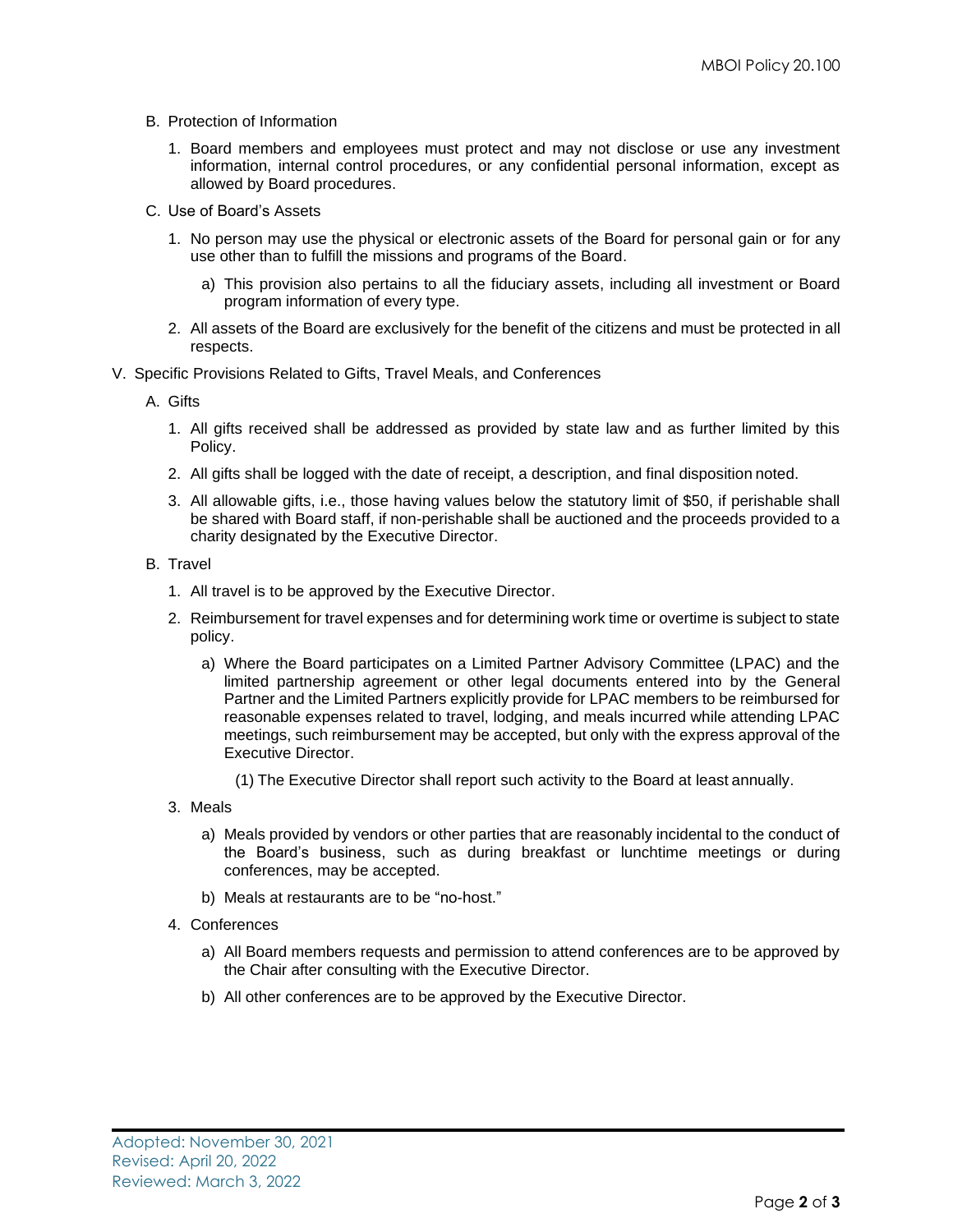B. Protection of Information

1. Board members and employees must protect and may not disclose or use any investment information, internal control procedures, or any confidential personal information, except as allowed by Board procedures.

C. Use of Board's Assets

1. No person may use the physical or electronic assets of the Board for personal gain or for any use other than to fulfill the missions and programs of the Board.

   a) This provision also pertains to all the fiduciary assets, including all investment or Board program information of every type.

2. All assets of the Board are exclusively for the benefit of the citizens and must be protected in all respects.

V. Specific Provisions Related to Gifts, Travel Meals, and Conferences

A. Gifts

1. All gifts received shall be addressed as provided by state law and as further limited by this Policy.

2. All gifts shall be logged with the date of receipt, a description, and final disposition noted.

3. All allowable gifts, i.e., those having values below the statutory limit of $50, if perishable shall be shared with Board staff, if non-perishable shall be auctioned and the proceeds provided to a charity designated by the Executive Director.

B. Travel

1. All travel is to be approved by the Executive Director.

2. Reimbursement for travel expenses and for determining work time or overtime is subject to state policy.

   a) Where the Board participates on a Limited Partner Advisory Committee (LPAC) and the limited partnership agreement or other legal documents entered into by the General Partner and the Limited Partners explicitly provide for LPAC members to be reimbursed for reasonable expenses related to travel, lodging, and meals incurred while attending LPAC meetings, such reimbursement may be accepted, but only with the express approval of the Executive Director.

      (1) The Executive Director shall report such activity to the Board at least annually.

3. Meals

   a) Meals provided by vendors or other parties that are reasonably incidental to the conduct of the Board's business, such as during breakfast or lunchtime meetings or during conferences, may be accepted.

   b) Meals at restaurants are to be "no-host."

4. Conferences

   a) All Board members requests and permission to attend conferences are to be approved by the Chair after consulting with the Executive Director.

   b) All other conferences are to be approved by the Executive Director.

Adopted: November 30, 2021
Revised: April 20, 2022
Reviewed: March 3, 2022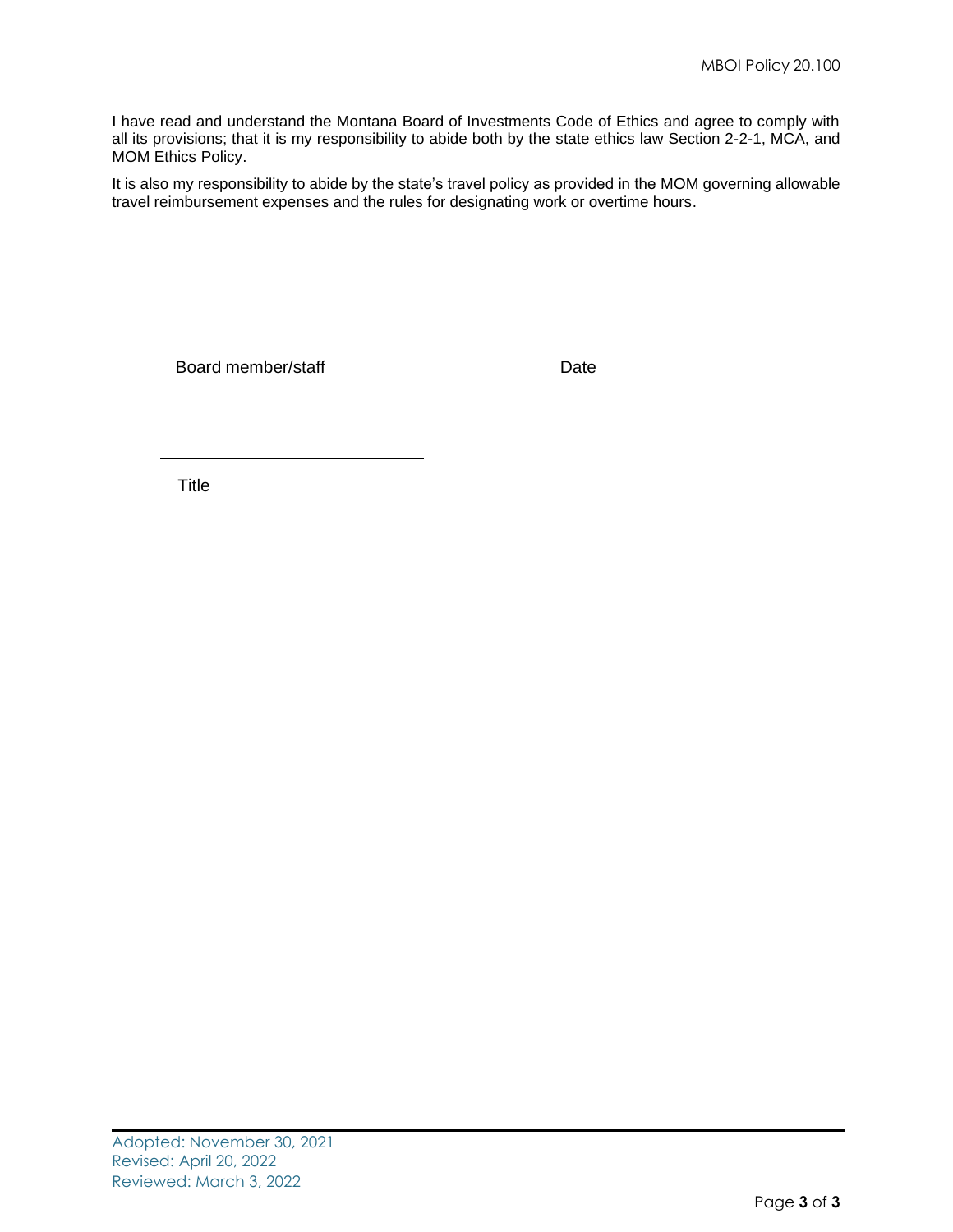I have read and understand the Montana Board of Investments Code of Ethics and agree to comply with all its provisions; that it is my responsibility to abide both by the state ethics law Section 2-2-1, MCA, and MOM Ethics Policy.

It is also my responsibility to abide by the state's travel policy as provided in the MOM governing allowable travel reimbursement expenses and the rules for designating work or overtime hours.

\_\_\_\_\_\_\_\_\_\_\_\_\_\_\_\_\_\_\_\_\_\_\_\_\_\_\_\_ \_\_\_\_\_\_\_\_\_\_\_\_\_\_\_\_\_\_\_\_\_\_\_\_\_\_\_\_

Board member/staff Date

\_\_\_\_\_\_\_\_\_\_\_\_\_\_\_\_\_\_\_\_\_\_\_\_\_\_\_\_

Title

Adopted: November 30, 2021
Revised: April 20, 2022
Reviewed: March 3, 2022